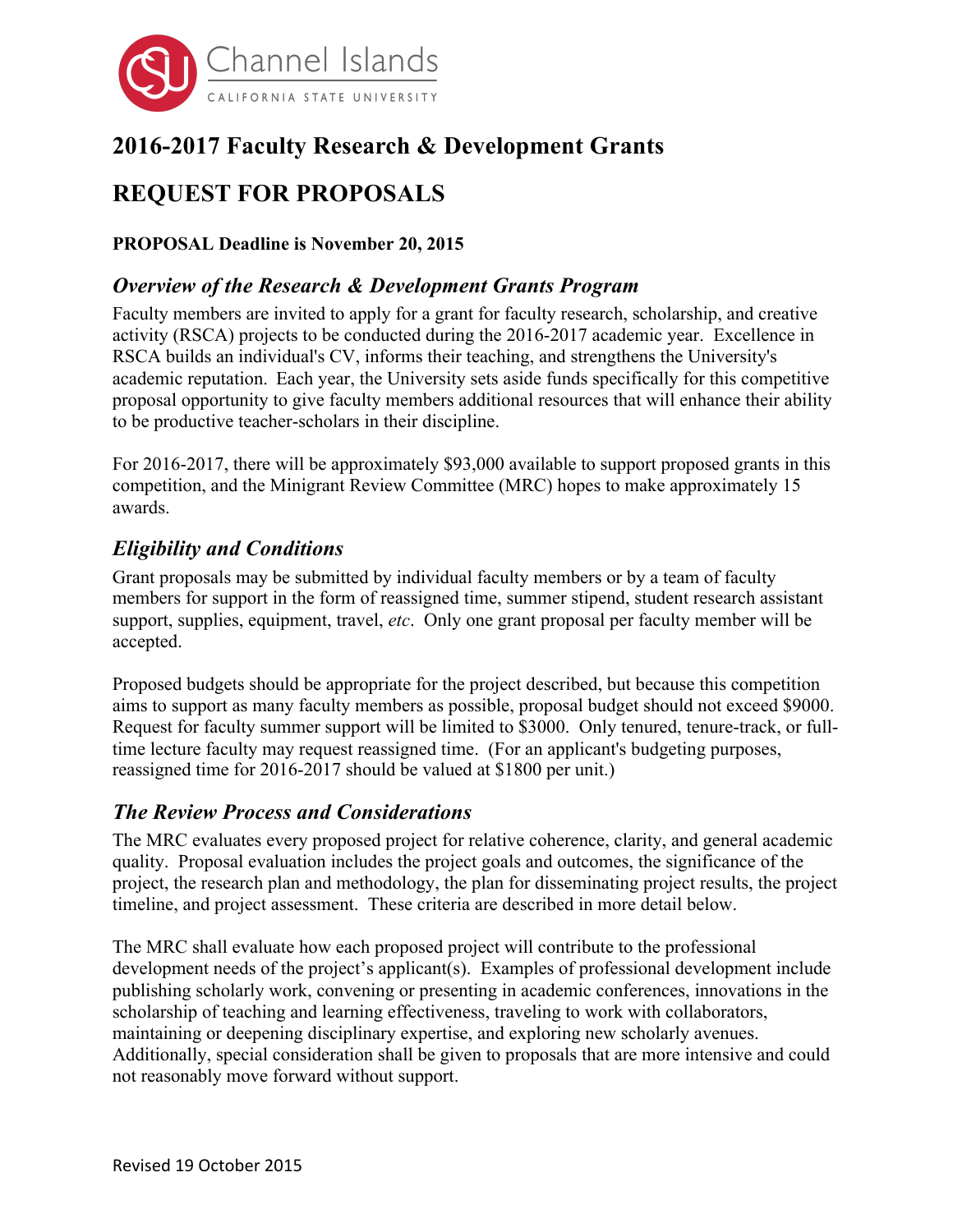# 2016-2017 Faculty Research & Development Grants

# REQUEST FOR PROPOSALS

**PROPOSAL Deadline is November 20, 2015**

## *Overview of the Research & Development Grants Program*

Faculty members are invited to apply for a grant for faculty research, scholarship, and creative activity (RSCA) projects to be conducted during the 2016-2017 academic year. Excellence in RSCA builds an individual's CV, informs their teaching, and strengthens the University's academic reputation. Each year, the University sets aside funds specifically for this competitive proposal opportunity to give faculty members additional resources that will enhance their ability to be productive teacher-scholars in their discipline.

For 2016-2017, there will be approximately $93,000 available to support proposed grants in this competition, and the Minigrant Review Committee (MRC) hopes to make approximately 15 awards.

## *Eligibility and Conditions*

Grant proposals may be submitted by individual faculty members or by a team of faculty members for support in the form of reassigned time, summer stipend, student research assistant support, supplies, equipment, travel, *etc*. Only one grant proposal per faculty member will be accepted.

Proposed budgets should be appropriate for the project described, but because this competition aims to support as many faculty members as possible, proposal budget should not exceed $9000. Request for faculty summer support will be limited to $3000. Only tenured, tenure-track, or full-time lecture faculty may request reassigned time. (For an applicant's budgeting purposes, reassigned time for 2016-2017 should be valued at $1800 per unit.)

## *The Review Process and Considerations*

The MRC evaluates every proposed project for relative coherence, clarity, and general academic quality. Proposal evaluation includes the project goals and outcomes, the significance of the project, the research plan and methodology, the plan for disseminating project results, the project timeline, and project assessment. These criteria are described in more detail below.

The MRC shall evaluate how each proposed project will contribute to the professional development needs of the project's applicant(s). Examples of professional development include publishing scholarly work, convening or presenting in academic conferences, innovations in the scholarship of teaching and learning effectiveness, traveling to work with collaborators, maintaining or deepening disciplinary expertise, and exploring new scholarly avenues. Additionally, special consideration shall be given to proposals that are more intensive and could not reasonably move forward without support.

Revised 19 October 2015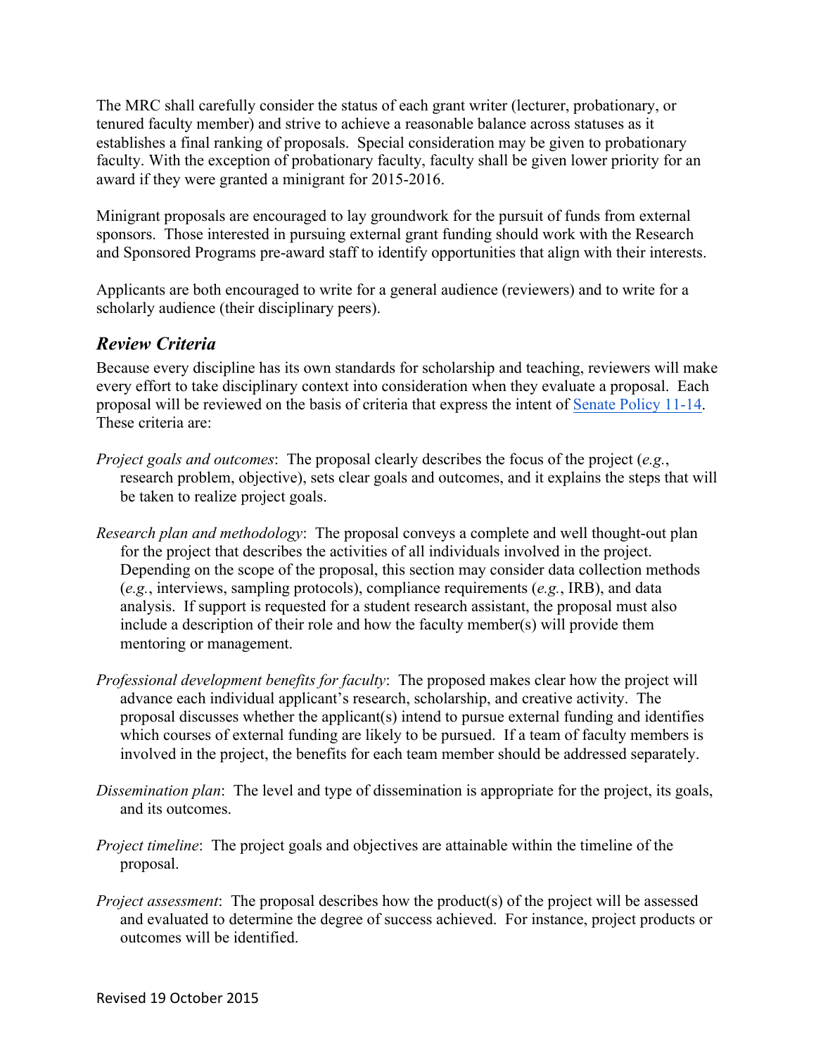The MRC shall carefully consider the status of each grant writer (lecturer, probationary, or tenured faculty member) and strive to achieve a reasonable balance across statuses as it establishes a final ranking of proposals. Special consideration may be given to probationary faculty. With the exception of probationary faculty, faculty shall be given lower priority for an award if they were granted a minigrant for 2015-2016.

Minigrant proposals are encouraged to lay groundwork for the pursuit of funds from external sponsors. Those interested in pursuing external grant funding should work with the Research and Sponsored Programs pre-award staff to identify opportunities that align with their interests.

Applicants are both encouraged to write for a general audience (reviewers) and to write for a scholarly audience (their disciplinary peers).

## *Review Criteria*

Because every discipline has its own standards for scholarship and teaching, reviewers will make every effort to take disciplinary context into consideration when they evaluate a proposal. Each proposal will be reviewed on the basis of criteria that express the intent of Senate Policy 11-14. These criteria are:

*Project goals and outcomes*: The proposal clearly describes the focus of the project (*e.g.*, research problem, objective), sets clear goals and outcomes, and it explains the steps that will be taken to realize project goals.

*Research plan and methodology*: The proposal conveys a complete and well thought-out plan for the project that describes the activities of all individuals involved in the project. Depending on the scope of the proposal, this section may consider data collection methods (*e.g.*, interviews, sampling protocols), compliance requirements (*e.g.*, IRB), and data analysis. If support is requested for a student research assistant, the proposal must also include a description of their role and how the faculty member(s) will provide them mentoring or management.

*Professional development benefits for faculty*: The proposed makes clear how the project will advance each individual applicant's research, scholarship, and creative activity. The proposal discusses whether the applicant(s) intend to pursue external funding and identifies which courses of external funding are likely to be pursued. If a team of faculty members is involved in the project, the benefits for each team member should be addressed separately.

*Dissemination plan*: The level and type of dissemination is appropriate for the project, its goals, and its outcomes.

*Project timeline*: The project goals and objectives are attainable within the timeline of the proposal.

*Project assessment*: The proposal describes how the product(s) of the project will be assessed and evaluated to determine the degree of success achieved. For instance, project products or outcomes will be identified.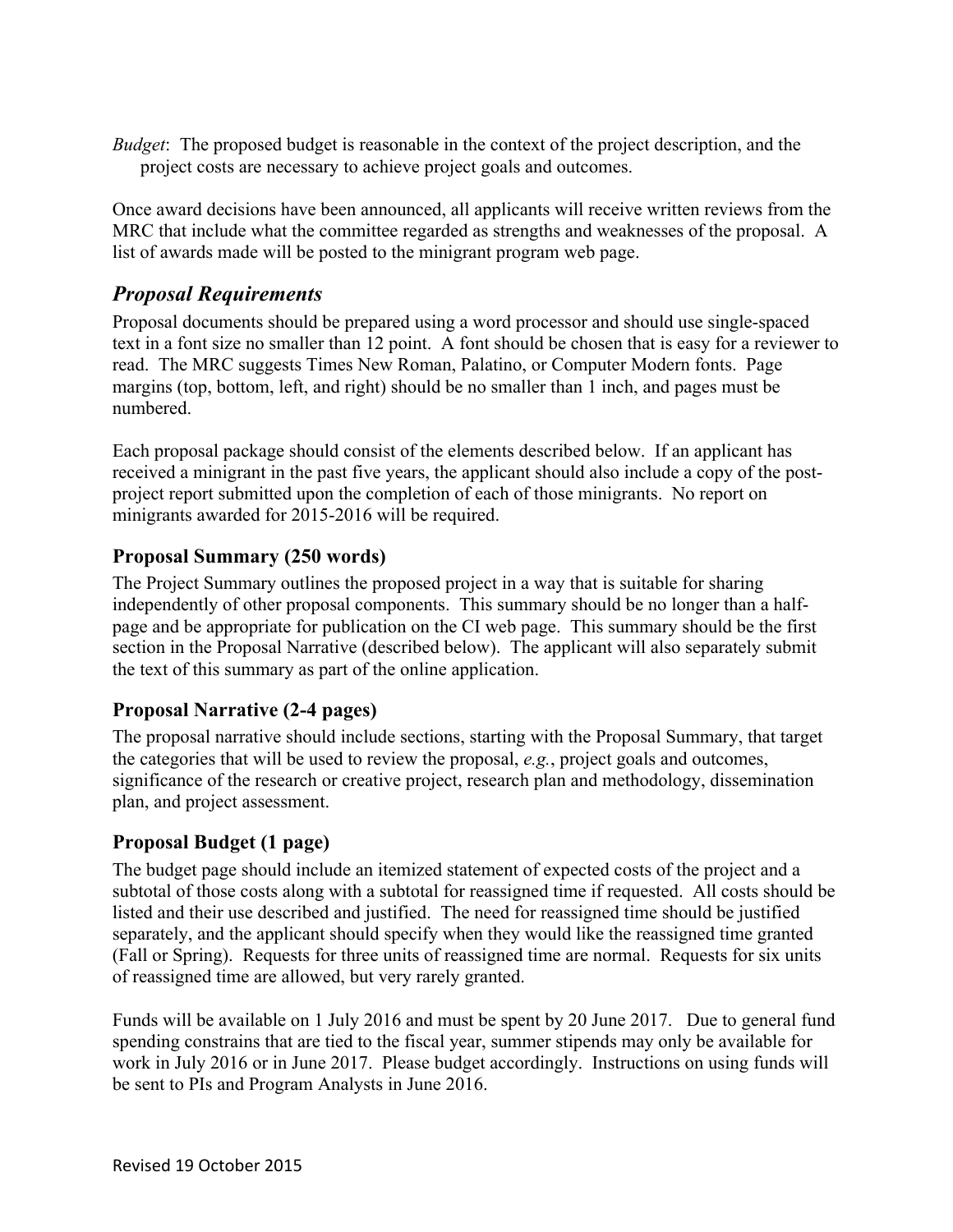*Budget*: The proposed budget is reasonable in the context of the project description, and the project costs are necessary to achieve project goals and outcomes.

Once award decisions have been announced, all applicants will receive written reviews from the MRC that include what the committee regarded as strengths and weaknesses of the proposal. A list of awards made will be posted to the minigrant program web page.

## *Proposal Requirements*

Proposal documents should be prepared using a word processor and should use single-spaced text in a font size no smaller than 12 point. A font should be chosen that is easy for a reviewer to read. The MRC suggests Times New Roman, Palatino, or Computer Modern fonts. Page margins (top, bottom, left, and right) should be no smaller than 1 inch, and pages must be numbered.

Each proposal package should consist of the elements described below. If an applicant has received a minigrant in the past five years, the applicant should also include a copy of the post-project report submitted upon the completion of each of those minigrants. No report on minigrants awarded for 2015-2016 will be required.

### Proposal Summary (250 words)

The Project Summary outlines the proposed project in a way that is suitable for sharing independently of other proposal components. This summary should be no longer than a half-page and be appropriate for publication on the CI web page. This summary should be the first section in the Proposal Narrative (described below). The applicant will also separately submit the text of this summary as part of the online application.

### Proposal Narrative (2-4 pages)

The proposal narrative should include sections, starting with the Proposal Summary, that target the categories that will be used to review the proposal, *e.g.*, project goals and outcomes, significance of the research or creative project, research plan and methodology, dissemination plan, and project assessment.

### Proposal Budget (1 page)

The budget page should include an itemized statement of expected costs of the project and a subtotal of those costs along with a subtotal for reassigned time if requested. All costs should be listed and their use described and justified. The need for reassigned time should be justified separately, and the applicant should specify when they would like the reassigned time granted (Fall or Spring). Requests for three units of reassigned time are normal. Requests for six units of reassigned time are allowed, but very rarely granted.

Funds will be available on 1 July 2016 and must be spent by 20 June 2017. Due to general fund spending constrains that are tied to the fiscal year, summer stipends may only be available for work in July 2016 or in June 2017. Please budget accordingly. Instructions on using funds will be sent to PIs and Program Analysts in June 2016.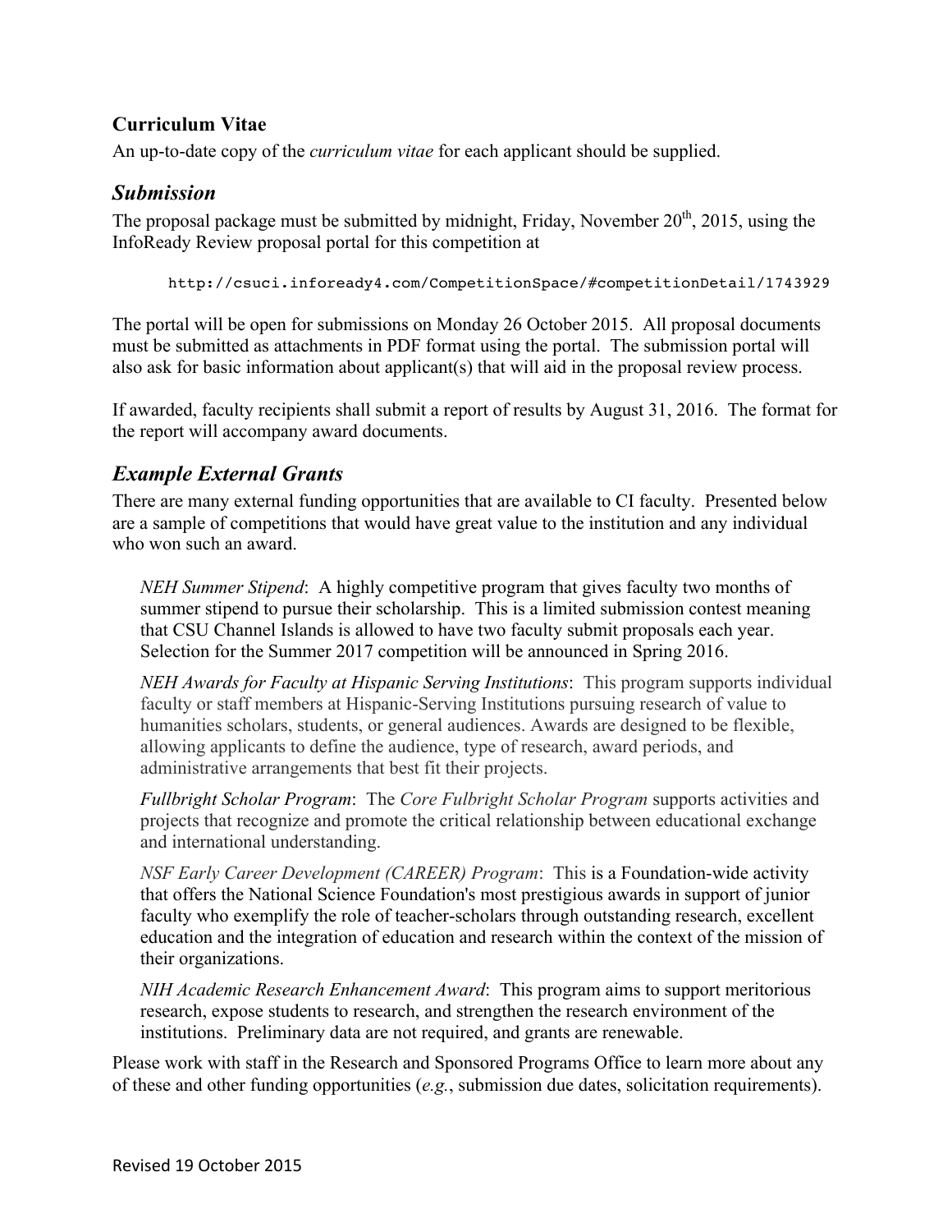### Curriculum Vitae

An up-to-date copy of the *curriculum vitae* for each applicant should be supplied.

## *Submission*

The proposal package must be submitted by midnight, Friday, November 20th, 2015, using the InfoReady Review proposal portal for this competition at

```
http://csuci.infoready4.com/CompetitionSpace/#competitionDetail/1743929
```

The portal will be open for submissions on Monday 26 October 2015. All proposal documents must be submitted as attachments in PDF format using the portal. The submission portal will also ask for basic information about applicant(s) that will aid in the proposal review process.

If awarded, faculty recipients shall submit a report of results by August 31, 2016. The format for the report will accompany award documents.

## *Example External Grants*

There are many external funding opportunities that are available to CI faculty. Presented below are a sample of competitions that would have great value to the institution and any individual who won such an award.

> *NEH Summer Stipend*: A highly competitive program that gives faculty two months of summer stipend to pursue their scholarship. This is a limited submission contest meaning that CSU Channel Islands is allowed to have two faculty submit proposals each year. Selection for the Summer 2017 competition will be announced in Spring 2016.
>
> *NEH Awards for Faculty at Hispanic Serving Institutions*: This program supports individual faculty or staff members at Hispanic-Serving Institutions pursuing research of value to humanities scholars, students, or general audiences. Awards are designed to be flexible, allowing applicants to define the audience, type of research, award periods, and administrative arrangements that best fit their projects.
>
> *Fullbright Scholar Program*: The *Core Fulbright Scholar Program* supports activities and projects that recognize and promote the critical relationship between educational exchange and international understanding.
>
> *NSF Early Career Development (CAREER) Program*: This is a Foundation-wide activity that offers the National Science Foundation's most prestigious awards in support of junior faculty who exemplify the role of teacher-scholars through outstanding research, excellent education and the integration of education and research within the context of the mission of their organizations.
>
> *NIH Academic Research Enhancement Award*: This program aims to support meritorious research, expose students to research, and strengthen the research environment of the institutions. Preliminary data are not required, and grants are renewable.

Please work with staff in the Research and Sponsored Programs Office to learn more about any of these and other funding opportunities (*e.g.*, submission due dates, solicitation requirements).

Revised 19 October 2015